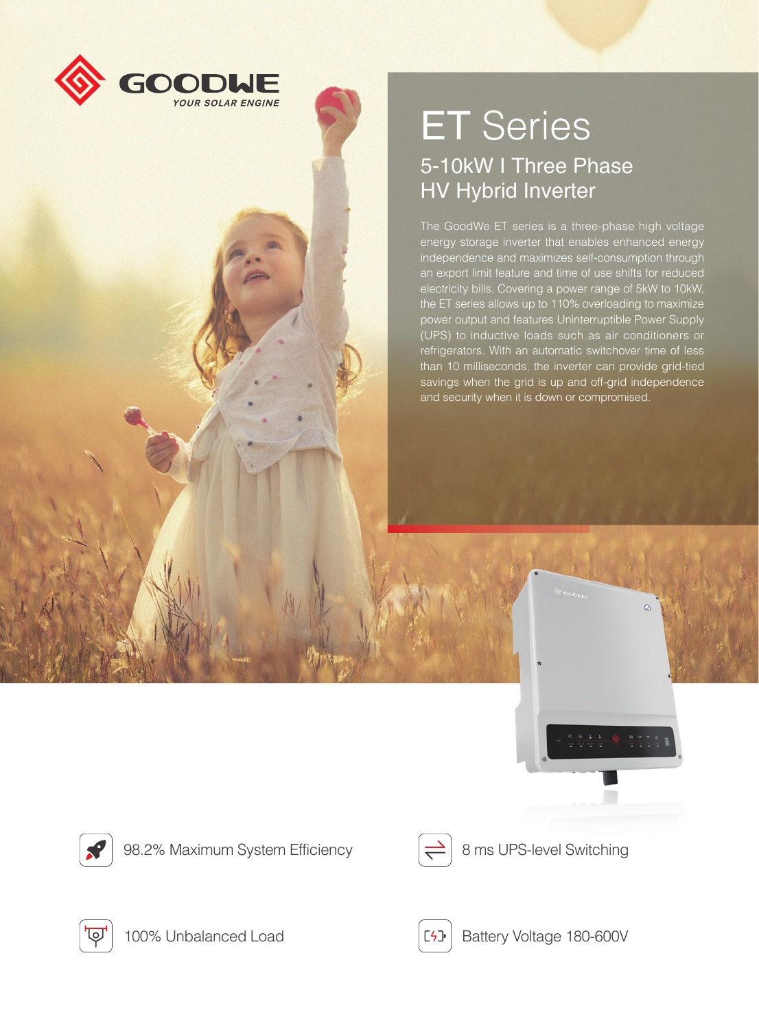GOODWE

*YOUR SOLAR ENGINE*

# ET Series

## 5-10kW I Three Phase HV Hybrid Inverter

The GoodWe ET series is a three-phase high voltage energy storage inverter that enables enhanced energy independence and maximizes self-consumption through an export limit feature and time of use shifts for reduced electricity bills. Covering a power range of 5kW to 10kW, the ET series allows up to 110% overloading to maximize power output and features Uninterruptible Power Supply (UPS) to inductive loads such as air conditioners or refrigerators. With an automatic switchover time of less than 10 milliseconds, the inverter can provide grid-tied savings when the grid is up and off-grid independence and security when it is down or compromised.

- 98.2% Maximum System Efficiency
- 8 ms UPS-level Switching
- 100% Unbalanced Load
- Battery Voltage 180-600V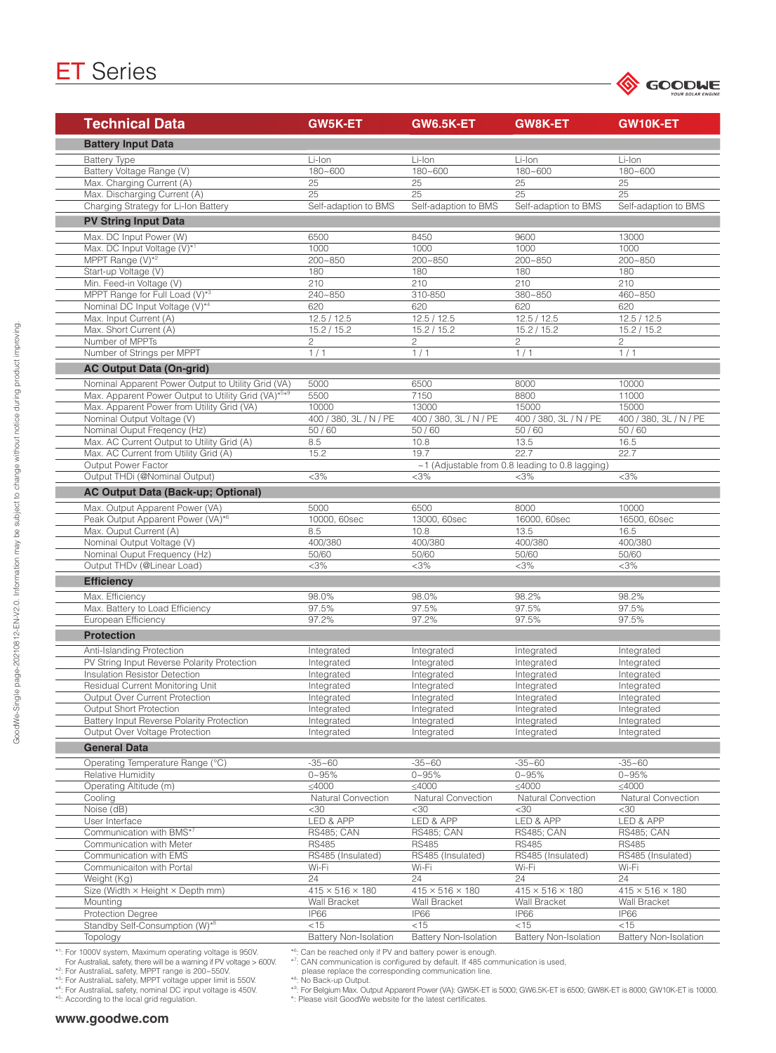# ET Series

| Technical Data | GW5K-ET | GW6.5K-ET | GW8K-ET | GW10K-ET |
|---|---|---|---|---|
| **Battery Input Data** | | | | |
| Battery Type | Li-Ion | Li-Ion | Li-Ion | Li-Ion |
| Battery Voltage Range (V) | 180~600 | 180~600 | 180~600 | 180~600 |
| Max. Charging Current (A) | 25 | 25 | 25 | 25 |
| Max. Discharging Current (A) | 25 | 25 | 25 | 25 |
| Charging Strategy for Li-Ion Battery | Self-adaption to BMS | Self-adaption to BMS | Self-adaption to BMS | Self-adaption to BMS |
| **PV String Input Data** | | | | |
| Max. DC Input Power (W) | 6500 | 8450 | 9600 | 13000 |
| Max. DC Input Voltage (V)*1 | 1000 | 1000 | 1000 | 1000 |
| MPPT Range (V)*2 | 200~850 | 200~850 | 200~850 | 200~850 |
| Start-up Voltage (V) | 180 | 180 | 180 | 180 |
| Min. Feed-in Voltage (V) | 210 | 210 | 210 | 210 |
| MPPT Range for Full Load (V)*3 | 240~850 | 310-850 | 380~850 | 460~850 |
| Nominal DC Input Voltage (V)*4 | 620 | 620 | 620 | 620 |
| Max. Input Current (A) | 12.5 / 12.5 | 12.5 / 12.5 | 12.5 / 12.5 | 12.5 / 12.5 |
| Max. Short Current (A) | 15.2 / 15.2 | 15.2 / 15.2 | 15.2 / 15.2 | 15.2 / 15.2 |
| Number of MPPTs | 2 | 2 | 2 | 2 |
| Number of Strings per MPPT | 1 / 1 | 1 / 1 | 1 / 1 | 1 / 1 |
| **AC Output Data (On-grid)** | | | | |
| Nominal Apparent Power Output to Utility Grid (VA) | 5000 | 6500 | 8000 | 10000 |
| Max. Apparent Power Output to Utility Grid (VA)*5*9 | 5500 | 7150 | 8800 | 11000 |
| Max. Apparent Power from Utility Grid (VA) | 10000 | 13000 | 15000 | 15000 |
| Nominal Output Voltage (V) | 400 / 380, 3L / N / PE | 400 / 380, 3L / N / PE | 400 / 380, 3L / N / PE | 400 / 380, 3L / N / PE |
| Nominal Ouput Freqency (Hz) | 50 / 60 | 50 / 60 | 50 / 60 | 50 / 60 |
| Max. AC Current Output to Utility Grid (A) | 8.5 | 10.8 | 13.5 | 16.5 |
| Max. AC Current From Utility Grid (A) | 15.2 | 19.7 | 22.7 | 22.7 |
| Output Power Factor | ~1 (Adjustable from 0.8 leading to 0.8 lagging) | | | |
| Output THDi (@Nominal Output) | <3% | <3% | <3% | <3% |
| **AC Output Data (Back-up; Optional)** | | | | |
| Max. Output Apparent Power (VA) | 5000 | 6500 | 8000 | 10000 |
| Peak Output Apparent Power (VA)*6 | 10000, 60sec | 13000, 60sec | 16000, 60sec | 16500, 60sec |
| Max. Ouput Current (A) | 8.5 | 10.8 | 13.5 | 16.5 |
| Nominal Output Voltage (V) | 400/380 | 400/380 | 400/380 | 400/380 |
| Nominal Ouput Frequency (Hz) | 50/60 | 50/60 | 50/60 | 50/60 |
| Output THDv (@Linear Load) | <3% | <3% | <3% | <3% |
| **Efficiency** | | | | |
| Max. Efficiency | 98.0% | 98.0% | 98.2% | 98.2% |
| Max. Battery to Load Efficiency | 97.5% | 97.5% | 97.5% | 97.5% |
| European Efficiency | 97.2% | 97.2% | 97.5% | 97.5% |
| **Protection** | | | | |
| Anti-Islanding Protection | Integrated | Integrated | Integrated | Integrated |
| PV String Input Reverse Polarity Protection | Integrated | Integrated | Integrated | Integrated |
| Insulation Resistor Detection | Integrated | Integrated | Integrated | Integrated |
| Residual Current Monitoring Unit | Integrated | Integrated | Integrated | Integrated |
| Output Over Current Protection | Integrated | Integrated | Integrated | Integrated |
| Output Short Protection | Integrated | Integrated | Integrated | Integrated |
| Battery Input Reverse Polarity Protection | Integrated | Integrated | Integrated | Integrated |
| Output Over Voltage Protection | Integrated | Integrated | Integrated | Integrated |
| **General Data** | | | | |
| Operating Temperature Range (°C) | -35~60 | -35~60 | -35~60 | -35~60 |
| Relative Humidity | 0~95% | 0~95% | 0~95% | 0~95% |
| Operating Altitude (m) | ≤4000 | ≤4000 | ≤4000 | ≤4000 |
| Cooling | Natural Convection | Natural Convection | Natural Convection | Natural Convection |
| Noise (dB) | <30 | <30 | <30 | <30 |
| User Interface | LED & APP | LED & APP | LED & APP | LED & APP |
| Communication with BMS*7 | RS485; CAN | RS485; CAN | RS485; CAN | RS485; CAN |
| Communication with Meter | RS485 | RS485 | RS485 | RS485 |
| Communication with EMS | RS485 (Insulated) | RS485 (Insulated) | RS485 (Insulated) | RS485 (Insulated) |
| Communicaiton with Portal | Wi-Fi | Wi-Fi | Wi-Fi | Wi-Fi |
| Weight (Kg) | 24 | 24 | 24 | 24 |
| Size (Width × Height × Depth mm) | 415 × 516 × 180 | 415 × 516 × 180 | 415 × 516 × 180 | 415 × 516 × 180 |
| Mounting | Wall Bracket | Wall Bracket | Wall Bracket | Wall Bracket |
| Protection Degree | IP66 | IP66 | IP66 | IP66 |
| Standby Self-Consumption (W)*8 | <15 | <15 | <15 | <15 |
| Topology | Battery Non-Isolation | Battery Non-Isolation | Battery Non-Isolation | Battery Non-Isolation |

*1: For 1000V system, Maximum operating voltage is 950V.
For AustraliaL safety, there will be a warning if PV voltage > 600V.
*2: For AustraliaL safety, MPPT range is 200~550V.
*3: For AustraliaL safety, MPPT voltage upper limit is 550V.
*4: For AustraliaL safety, nominal DC input voltage is 450V.
*5: According to the local grid regulation.
*6: Can be reached only if PV and battery power is enough.
*7: CAN communication is configured by default. If 485 communication is used, please replace the corresponding communication line.
*8: No Back-up Output.
*9: For Belgium Max. Output Apparent Power (VA): GW5K-ET is 5000; GW6.5K-ET is 6500; GW8K-ET is 8000; GW10K-ET is 10000.
*: Please visit GoodWe website for the latest certificates.

GoodWe-Single page-20210812-EN-V2.0. Information may be subject to change without notice during product improving.

www.goodwe.com